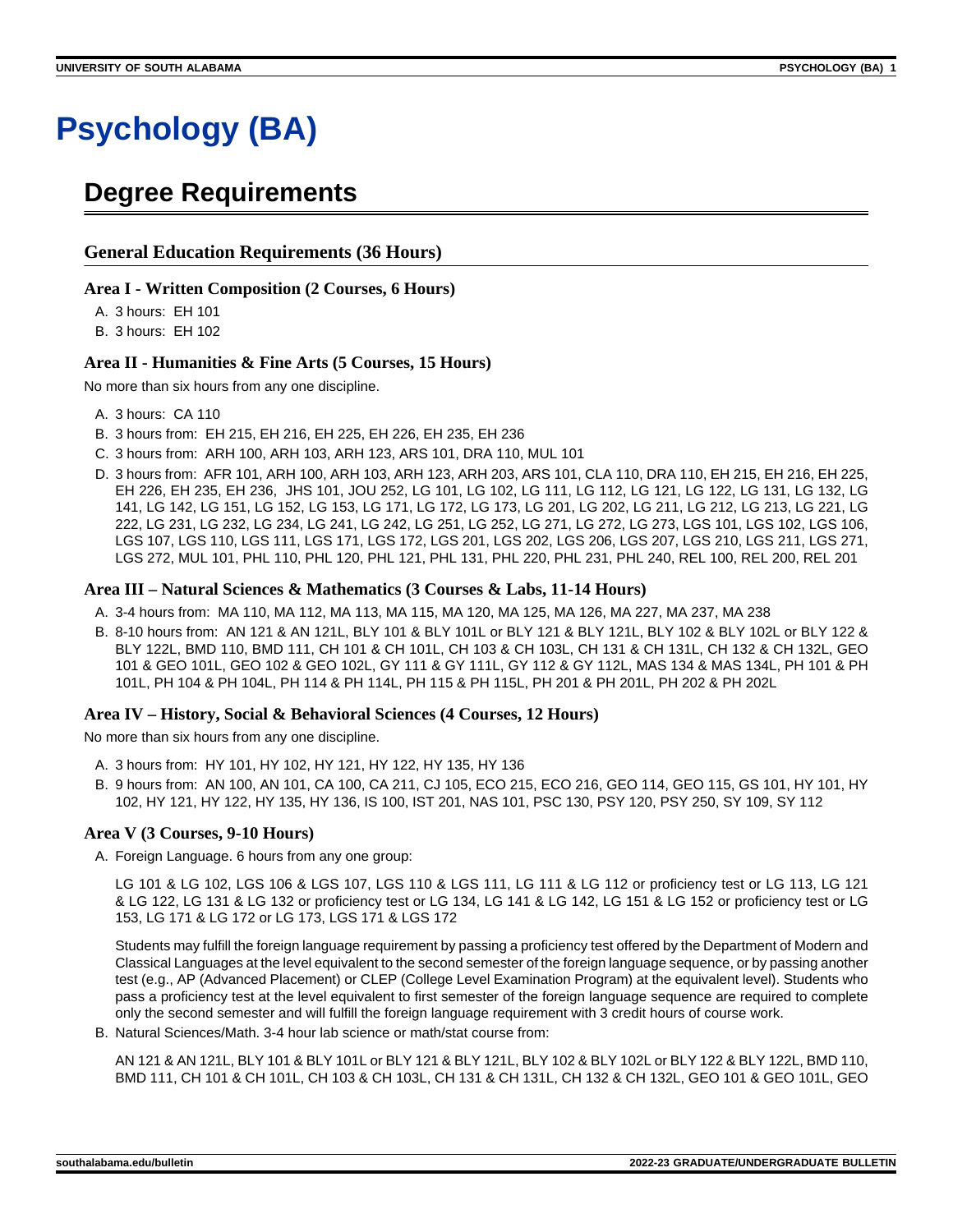# Psychology (BA)

## Degree Requirements

### General Education Requirements (36 Hours)

#### Area I - Written Composition (2 Courses, 6 Hours)

A. 3 hours: EH 101
B. 3 hours: EH 102

#### Area II - Humanities & Fine Arts (5 Courses, 15 Hours)

No more than six hours from any one discipline.

A. 3 hours: CA 110
B. 3 hours from: EH 215, EH 216, EH 225, EH 226, EH 235, EH 236
C. 3 hours from: ARH 100, ARH 103, ARH 123, ARS 101, DRA 110, MUL 101
D. 3 hours from: AFR 101, ARH 100, ARH 103, ARH 123, ARH 203, ARS 101, CLA 110, DRA 110, EH 215, EH 216, EH 225, EH 226, EH 235, EH 236, JHS 101, JOU 252, LG 101, LG 102, LG 111, LG 112, LG 121, LG 122, LG 131, LG 132, LG 141, LG 142, LG 151, LG 152, LG 153, LG 171, LG 172, LG 173, LG 201, LG 202, LG 211, LG 212, LG 213, LG 221, LG 222, LG 231, LG 232, LG 234, LG 241, LG 242, LG 251, LG 252, LG 271, LG 272, LG 273, LGS 101, LGS 102, LGS 106, LGS 107, LGS 110, LGS 111, LGS 171, LGS 172, LGS 201, LGS 202, LGS 206, LGS 207, LGS 210, LGS 211, LGS 271, LGS 272, MUL 101, PHL 110, PHL 120, PHL 121, PHL 131, PHL 220, PHL 231, PHL 240, REL 100, REL 200, REL 201

#### Area III – Natural Sciences & Mathematics (3 Courses & Labs, 11-14 Hours)

A. 3-4 hours from: MA 110, MA 112, MA 113, MA 115, MA 120, MA 125, MA 126, MA 227, MA 237, MA 238
B. 8-10 hours from: AN 121 & AN 121L, BLY 101 & BLY 101L or BLY 121 & BLY 121L, BLY 102 & BLY 102L or BLY 122 & BLY 122L, BMD 110, BMD 111, CH 101 & CH 101L, CH 103 & CH 103L, CH 131 & CH 131L, CH 132 & CH 132L, GEO 101 & GEO 101L, GEO 102 & GEO 102L, GY 111 & GY 111L, GY 112 & GY 112L, MAS 134 & MAS 134L, PH 101 & PH 101L, PH 104 & PH 104L, PH 114 & PH 114L, PH 115 & PH 115L, PH 201 & PH 201L, PH 202 & PH 202L

#### Area IV – History, Social & Behavioral Sciences (4 Courses, 12 Hours)

No more than six hours from any one discipline.

A. 3 hours from: HY 101, HY 102, HY 121, HY 122, HY 135, HY 136
B. 9 hours from: AN 100, AN 101, CA 100, CA 211, CJ 105, ECO 215, ECO 216, GEO 114, GEO 115, GS 101, HY 101, HY 102, HY 121, HY 122, HY 135, HY 136, IS 100, IST 201, NAS 101, PSC 130, PSY 120, PSY 250, SY 109, SY 112

#### Area V (3 Courses, 9-10 Hours)

A. Foreign Language. 6 hours from any one group:

   LG 101 & LG 102, LGS 106 & LGS 107, LGS 110 & LGS 111, LG 111 & LG 112 or proficiency test or LG 113, LG 121 & LG 122, LG 131 & LG 132 or proficiency test or LG 134, LG 141 & LG 142, LG 151 & LG 152 or proficiency test or LG 153, LG 171 & LG 172 or LG 173, LGS 171 & LGS 172

   Students may fulfill the foreign language requirement by passing a proficiency test offered by the Department of Modern and Classical Languages at the level equivalent to the second semester of the foreign language sequence, or by passing another test (e.g., AP (Advanced Placement) or CLEP (College Level Examination Program) at the equivalent level). Students who pass a proficiency test at the level equivalent to first semester of the foreign language sequence are required to complete only the second semester and will fulfill the foreign language requirement with 3 credit hours of course work.

B. Natural Sciences/Math. 3-4 hour lab science or math/stat course from:

   AN 121 & AN 121L, BLY 101 & BLY 101L or BLY 121 & BLY 121L, BLY 102 & BLY 102L or BLY 122 & BLY 122L, BMD 110, BMD 111, CH 101 & CH 101L, CH 103 & CH 103L, CH 131 & CH 131L, CH 132 & CH 132L, GEO 101 & GEO 101L, GEO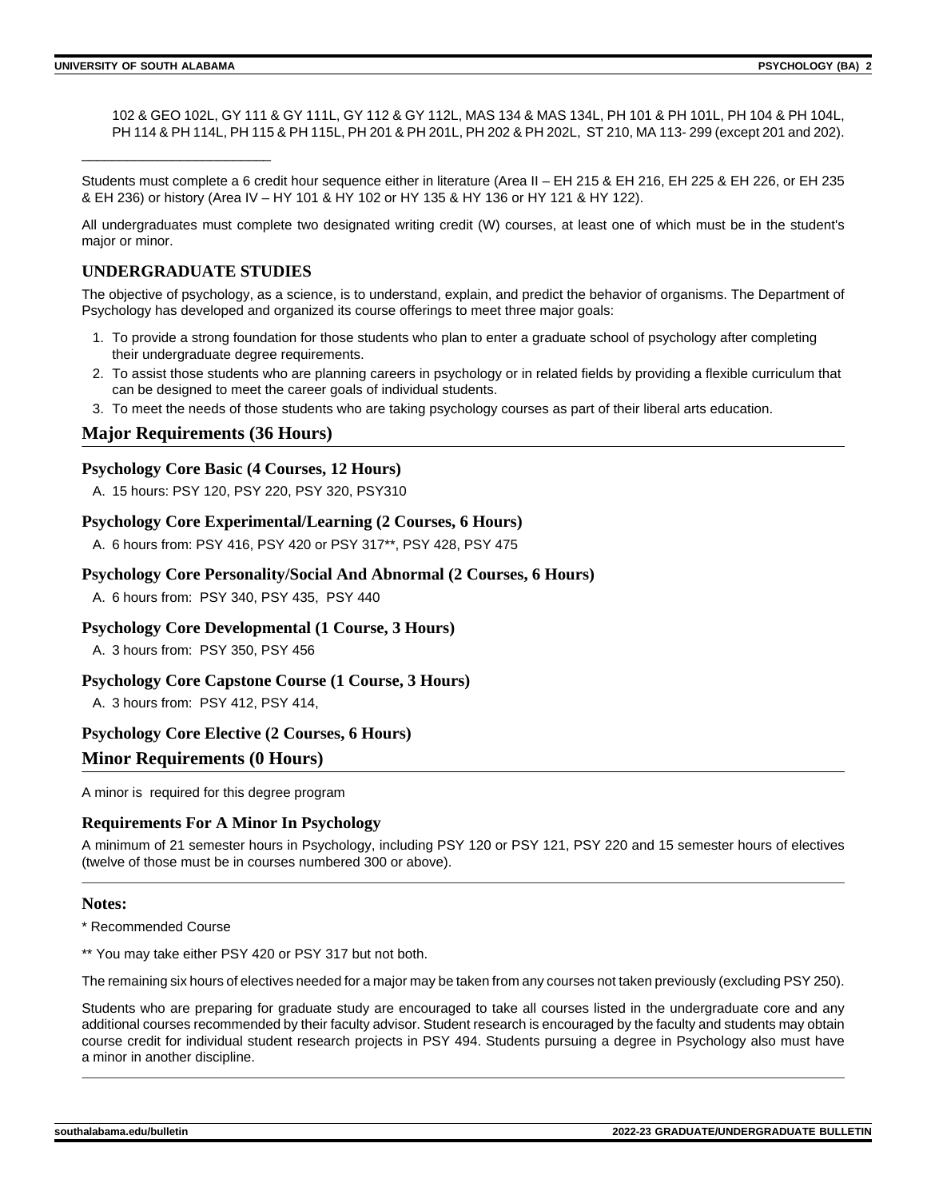102 & GEO 102L, GY 111 & GY 111L, GY 112 & GY 112L, MAS 134 & MAS 134L, PH 101 & PH 101L, PH 104 & PH 104L, PH 114 & PH 114L, PH 115 & PH 115L, PH 201 & PH 201L, PH 202 & PH 202L, ST 210, MA 113- 299 (except 201 and 202).

___________________________

Students must complete a 6 credit hour sequence either in literature (Area II – EH 215 & EH 216, EH 225 & EH 226, or EH 235 & EH 236) or history (Area IV – HY 101 & HY 102 or HY 135 & HY 136 or HY 121 & HY 122).

All undergraduates must complete two designated writing credit (W) courses, at least one of which must be in the student's major or minor.

## UNDERGRADUATE STUDIES

The objective of psychology, as a science, is to understand, explain, and predict the behavior of organisms. The Department of Psychology has developed and organized its course offerings to meet three major goals:

1. To provide a strong foundation for those students who plan to enter a graduate school of psychology after completing their undergraduate degree requirements.
2. To assist those students who are planning careers in psychology or in related fields by providing a flexible curriculum that can be designed to meet the career goals of individual students.
3. To meet the needs of those students who are taking psychology courses as part of their liberal arts education.

## Major Requirements (36 Hours)

### Psychology Core Basic (4 Courses, 12 Hours)

A. 15 hours: PSY 120, PSY 220, PSY 320, PSY310

### Psychology Core Experimental/Learning (2 Courses, 6 Hours)

A. 6 hours from: PSY 416, PSY 420 or PSY 317**, PSY 428, PSY 475

### Psychology Core Personality/Social And Abnormal (2 Courses, 6 Hours)

A. 6 hours from: PSY 340, PSY 435, PSY 440

### Psychology Core Developmental (1 Course, 3 Hours)

A. 3 hours from: PSY 350, PSY 456

### Psychology Core Capstone Course (1 Course, 3 Hours)

A. 3 hours from: PSY 412, PSY 414,

### Psychology Core Elective (2 Courses, 6 Hours)

## Minor Requirements (0 Hours)

A minor is required for this degree program

### Requirements For A Minor In Psychology

A minimum of 21 semester hours in Psychology, including PSY 120 or PSY 121, PSY 220 and 15 semester hours of electives (twelve of those must be in courses numbered 300 or above).

---

### Notes:

* Recommended Course

** You may take either PSY 420 or PSY 317 but not both.

The remaining six hours of electives needed for a major may be taken from any courses not taken previously (excluding PSY 250).

Students who are preparing for graduate study are encouraged to take all courses listed in the undergraduate core and any additional courses recommended by their faculty advisor. Student research is encouraged by the faculty and students may obtain course credit for individual student research projects in PSY 494. Students pursuing a degree in Psychology also must have a minor in another discipline.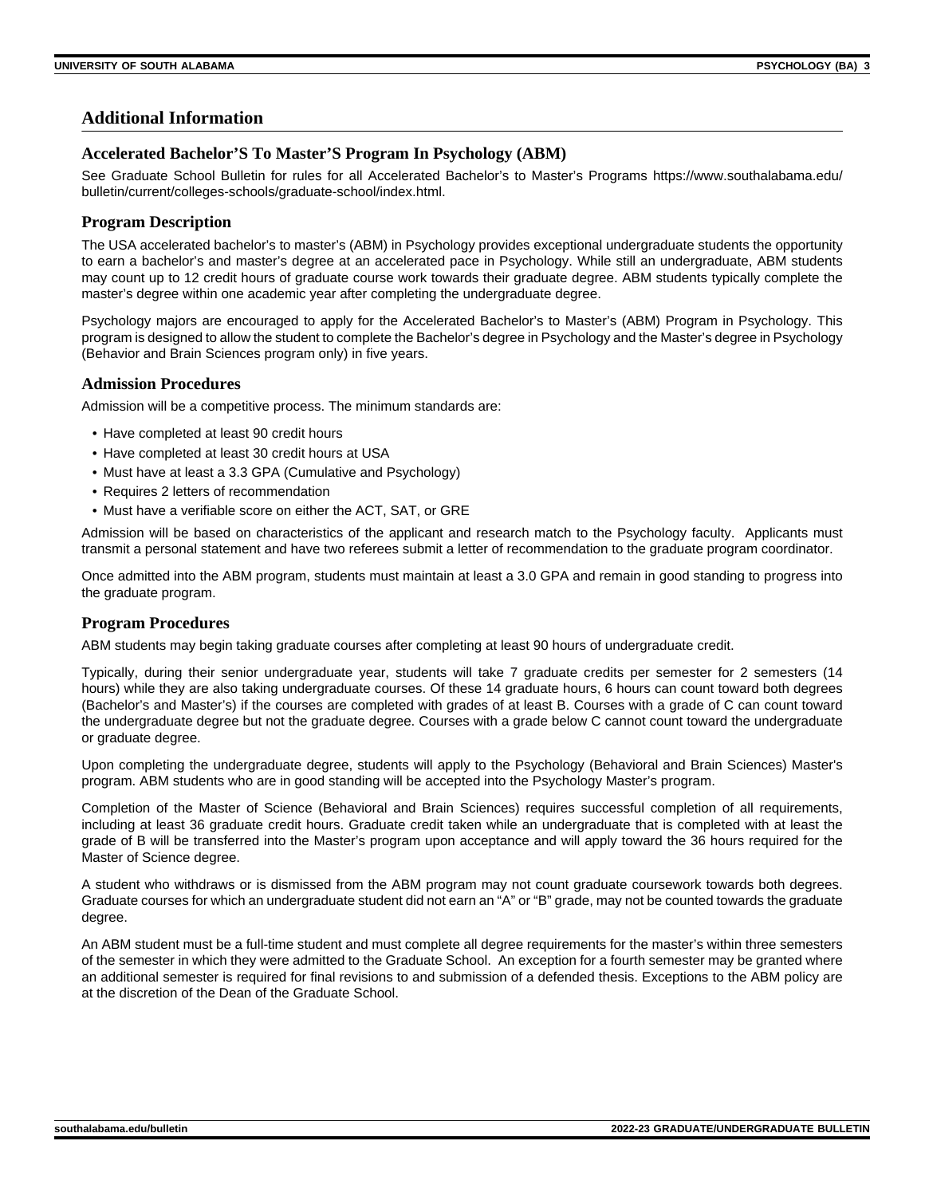## Additional Information

### Accelerated Bachelor'S To Master'S Program In Psychology (ABM)

See Graduate School Bulletin for rules for all Accelerated Bachelor's to Master's Programs https://www.southalabama.edu/bulletin/current/colleges-schools/graduate-school/index.html.

### Program Description

The USA accelerated bachelor's to master's (ABM) in Psychology provides exceptional undergraduate students the opportunity to earn a bachelor's and master's degree at an accelerated pace in Psychology. While still an undergraduate, ABM students may count up to 12 credit hours of graduate course work towards their graduate degree. ABM students typically complete the master's degree within one academic year after completing the undergraduate degree.

Psychology majors are encouraged to apply for the Accelerated Bachelor's to Master's (ABM) Program in Psychology. This program is designed to allow the student to complete the Bachelor's degree in Psychology and the Master's degree in Psychology (Behavior and Brain Sciences program only) in five years.

### Admission Procedures

Admission will be a competitive process. The minimum standards are:

- Have completed at least 90 credit hours
- Have completed at least 30 credit hours at USA
- Must have at least a 3.3 GPA (Cumulative and Psychology)
- Requires 2 letters of recommendation
- Must have a verifiable score on either the ACT, SAT, or GRE

Admission will be based on characteristics of the applicant and research match to the Psychology faculty. Applicants must transmit a personal statement and have two referees submit a letter of recommendation to the graduate program coordinator.

Once admitted into the ABM program, students must maintain at least a 3.0 GPA and remain in good standing to progress into the graduate program.

### Program Procedures

ABM students may begin taking graduate courses after completing at least 90 hours of undergraduate credit.

Typically, during their senior undergraduate year, students will take 7 graduate credits per semester for 2 semesters (14 hours) while they are also taking undergraduate courses. Of these 14 graduate hours, 6 hours can count toward both degrees (Bachelor's and Master's) if the courses are completed with grades of at least B. Courses with a grade of C can count toward the undergraduate degree but not the graduate degree. Courses with a grade below C cannot count toward the undergraduate or graduate degree.

Upon completing the undergraduate degree, students will apply to the Psychology (Behavioral and Brain Sciences) Master's program. ABM students who are in good standing will be accepted into the Psychology Master's program.

Completion of the Master of Science (Behavioral and Brain Sciences) requires successful completion of all requirements, including at least 36 graduate credit hours. Graduate credit taken while an undergraduate that is completed with at least the grade of B will be transferred into the Master's program upon acceptance and will apply toward the 36 hours required for the Master of Science degree.

A student who withdraws or is dismissed from the ABM program may not count graduate coursework towards both degrees. Graduate courses for which an undergraduate student did not earn an "A" or "B" grade, may not be counted towards the graduate degree.

An ABM student must be a full-time student and must complete all degree requirements for the master's within three semesters of the semester in which they were admitted to the Graduate School. An exception for a fourth semester may be granted where an additional semester is required for final revisions to and submission of a defended thesis. Exceptions to the ABM policy are at the discretion of the Dean of the Graduate School.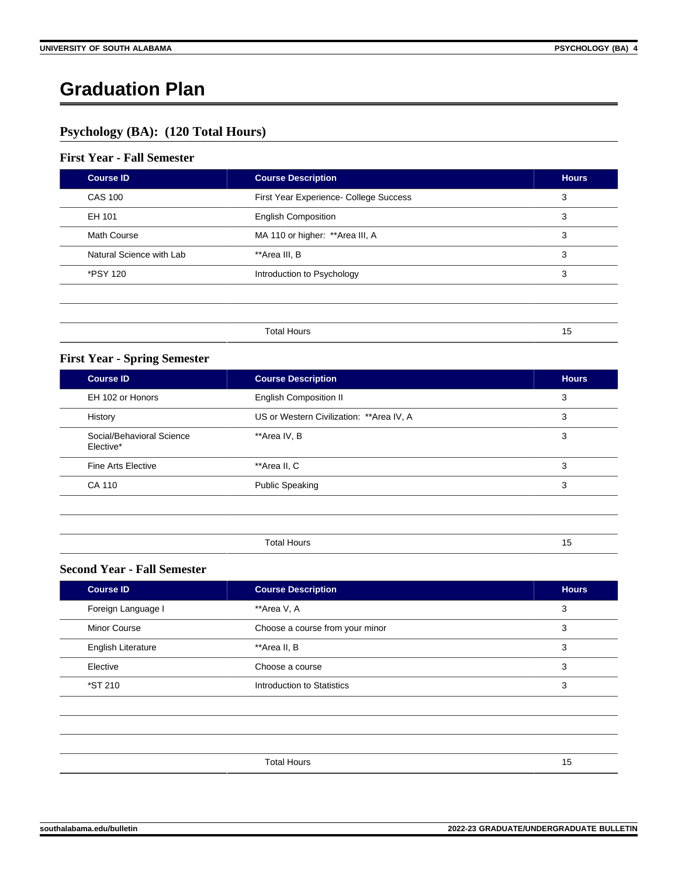# Graduation Plan

## Psychology (BA): (120 Total Hours)

### First Year - Fall Semester

| Course ID | Course Description | Hours |
|---|---|---|
| CAS 100 | First Year Experience- College Success | 3 |
| EH 101 | English Composition | 3 |
| Math Course | MA 110 or higher: **Area III, A | 3 |
| Natural Science with Lab | **Area III, B | 3 |
| *PSY 120 | Introduction to Psychology | 3 |
| | Total Hours | 15 |

### First Year - Spring Semester

| Course ID | Course Description | Hours |
|---|---|---|
| EH 102 or Honors | English Composition II | 3 |
| History | US or Western Civilization: **Area IV, A | 3 |
| Social/Behavioral Science Elective* | **Area IV, B | 3 |
| Fine Arts Elective | **Area II, C | 3 |
| CA 110 | Public Speaking | 3 |
| | Total Hours | 15 |

### Second Year - Fall Semester

| Course ID | Course Description | Hours |
|---|---|---|
| Foreign Language I | **Area V, A | 3 |
| Minor Course | Choose a course from your minor | 3 |
| English Literature | **Area II, B | 3 |
| Elective | Choose a course | 3 |
| *ST 210 | Introduction to Statistics | 3 |
| | Total Hours | 15 |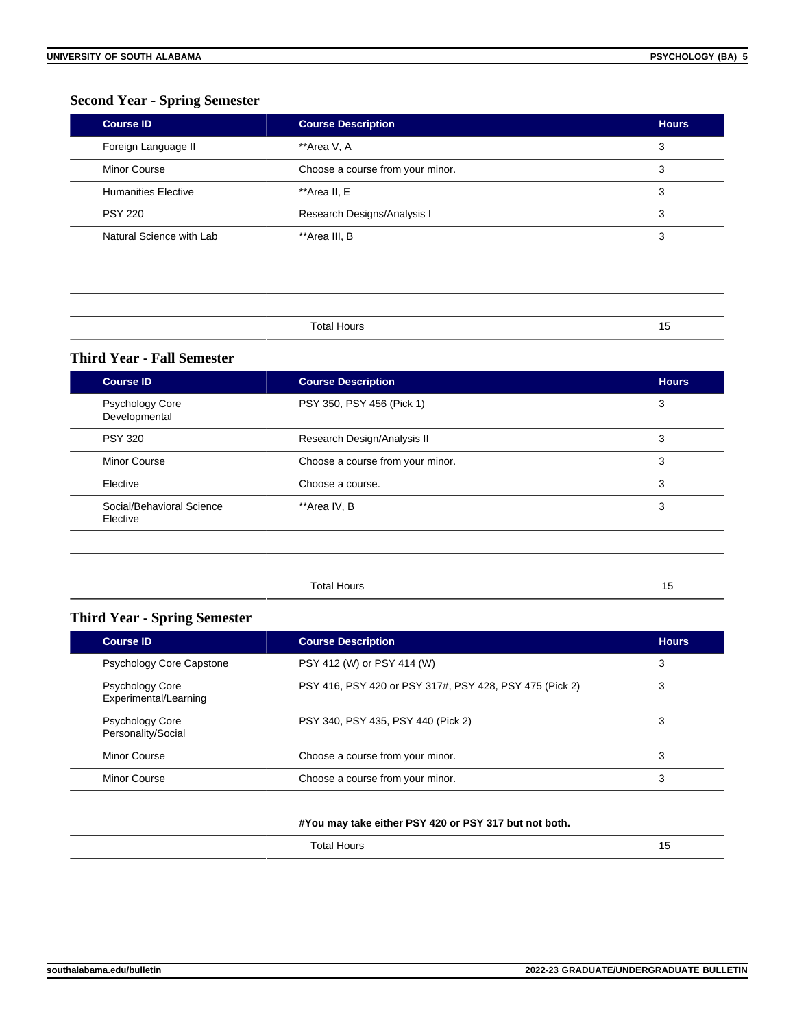### Second Year - Spring Semester

| Course ID | Course Description | Hours |
| --- | --- | --- |
| Foreign Language II | **Area V, A | 3 |
| Minor Course | Choose a course from your minor. | 3 |
| Humanities Elective | **Area II, E | 3 |
| PSY 220 | Research Designs/Analysis I | 3 |
| Natural Science with Lab | **Area III, B | 3 |
| | Total Hours | 15 |

### Third Year - Fall Semester

| Course ID | Course Description | Hours |
| --- | --- | --- |
| Psychology Core Developmental | PSY 350, PSY 456 (Pick 1) | 3 |
| PSY 320 | Research Design/Analysis II | 3 |
| Minor Course | Choose a course from your minor. | 3 |
| Elective | Choose a course. | 3 |
| Social/Behavioral Science Elective | **Area IV, B | 3 |
| | Total Hours | 15 |

### Third Year - Spring Semester

| Course ID | Course Description | Hours |
| --- | --- | --- |
| Psychology Core Capstone | PSY 412 (W) or PSY 414 (W) | 3 |
| Psychology Core Experimental/Learning | PSY 416, PSY 420 or PSY 317#, PSY 428, PSY 475 (Pick 2) | 3 |
| Psychology Core Personality/Social | PSY 340, PSY 435, PSY 440 (Pick 2) | 3 |
| Minor Course | Choose a course from your minor. | 3 |
| Minor Course | Choose a course from your minor. | 3 |
| | **#You may take either PSY 420 or PSY 317 but not both.** | |
| | Total Hours | 15 |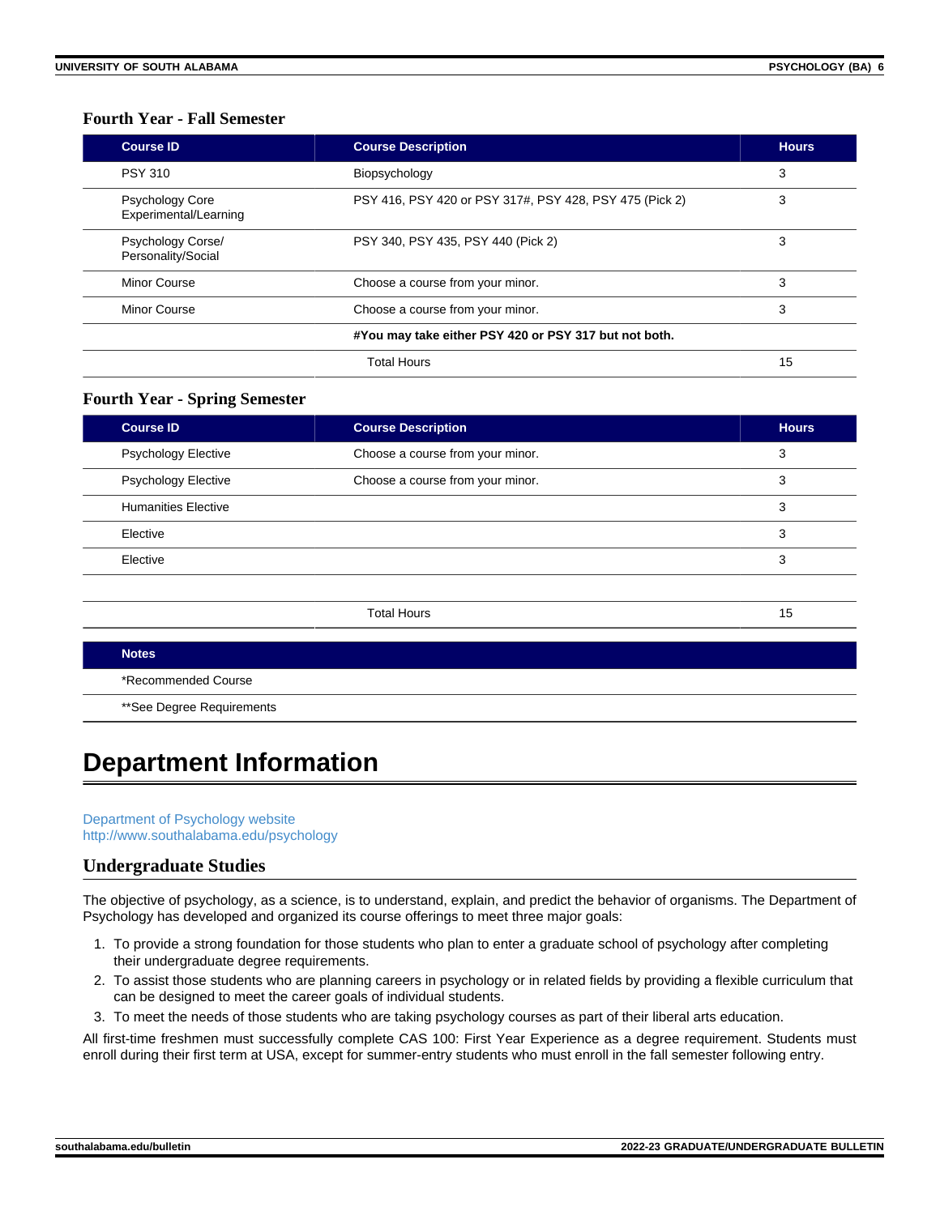### Fourth Year - Fall Semester

| Course ID | Course Description | Hours |
| --- | --- | --- |
| PSY 310 | Biopsychology | 3 |
| Psychology Core Experimental/Learning | PSY 416, PSY 420 or PSY 317#, PSY 428, PSY 475 (Pick 2) | 3 |
| Psychology Corse/ Personality/Social | PSY 340, PSY 435, PSY 440 (Pick 2) | 3 |
| Minor Course | Choose a course from your minor. | 3 |
| Minor Course | Choose a course from your minor. | 3 |
| | **#You may take either PSY 420 or PSY 317 but not both.** | |
| | Total Hours | 15 |

### Fourth Year - Spring Semester

| Course ID | Course Description | Hours |
| --- | --- | --- |
| Psychology Elective | Choose a course from your minor. | 3 |
| Psychology Elective | Choose a course from your minor. | 3 |
| Humanities Elective | | 3 |
| Elective | | 3 |
| Elective | | 3 |
| | | |
| | Total Hours | 15 |

| Notes |
| --- |
| *Recommended Course |
| **See Degree Requirements |

# Department Information

Department of Psychology website
http://www.southalabama.edu/psychology

## Undergraduate Studies

The objective of psychology, as a science, is to understand, explain, and predict the behavior of organisms. The Department of Psychology has developed and organized its course offerings to meet three major goals:

1. To provide a strong foundation for those students who plan to enter a graduate school of psychology after completing their undergraduate degree requirements.
2. To assist those students who are planning careers in psychology or in related fields by providing a flexible curriculum that can be designed to meet the career goals of individual students.
3. To meet the needs of those students who are taking psychology courses as part of their liberal arts education.

All first-time freshmen must successfully complete CAS 100: First Year Experience as a degree requirement. Students must enroll during their first term at USA, except for summer-entry students who must enroll in the fall semester following entry.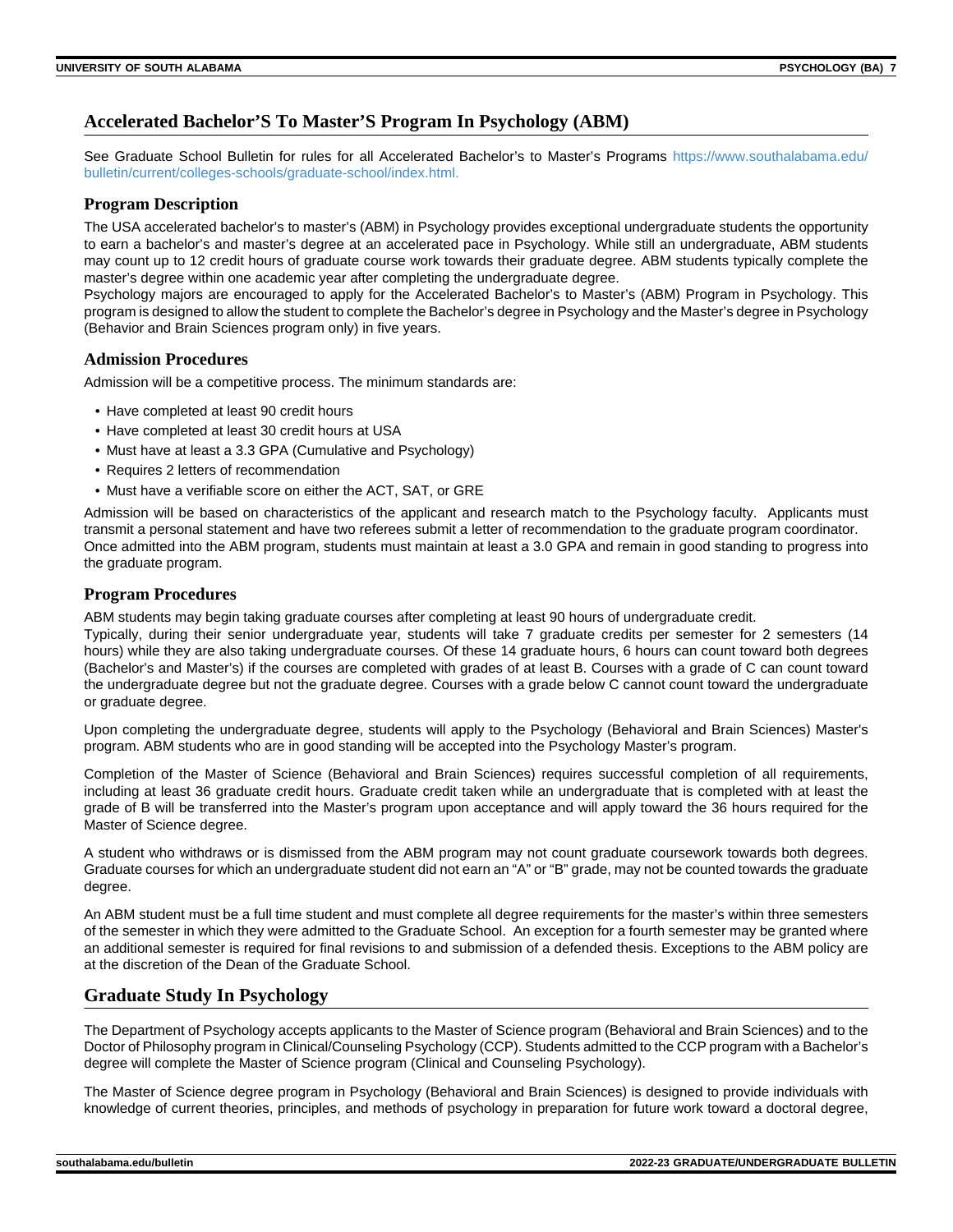## Accelerated Bachelor'S To Master'S Program In Psychology (ABM)

See Graduate School Bulletin for rules for all Accelerated Bachelor's to Master's Programs https://www.southalabama.edu/bulletin/current/colleges-schools/graduate-school/index.html.

### Program Description

The USA accelerated bachelor's to master's (ABM) in Psychology provides exceptional undergraduate students the opportunity to earn a bachelor's and master's degree at an accelerated pace in Psychology. While still an undergraduate, ABM students may count up to 12 credit hours of graduate course work towards their graduate degree. ABM students typically complete the master's degree within one academic year after completing the undergraduate degree.

Psychology majors are encouraged to apply for the Accelerated Bachelor's to Master's (ABM) Program in Psychology. This program is designed to allow the student to complete the Bachelor's degree in Psychology and the Master's degree in Psychology (Behavior and Brain Sciences program only) in five years.

### Admission Procedures

Admission will be a competitive process. The minimum standards are:

- Have completed at least 90 credit hours
- Have completed at least 30 credit hours at USA
- Must have at least a 3.3 GPA (Cumulative and Psychology)
- Requires 2 letters of recommendation
- Must have a verifiable score on either the ACT, SAT, or GRE

Admission will be based on characteristics of the applicant and research match to the Psychology faculty. Applicants must transmit a personal statement and have two referees submit a letter of recommendation to the graduate program coordinator. Once admitted into the ABM program, students must maintain at least a 3.0 GPA and remain in good standing to progress into the graduate program.

### Program Procedures

ABM students may begin taking graduate courses after completing at least 90 hours of undergraduate credit.

Typically, during their senior undergraduate year, students will take 7 graduate credits per semester for 2 semesters (14 hours) while they are also taking undergraduate courses. Of these 14 graduate hours, 6 hours can count toward both degrees (Bachelor's and Master's) if the courses are completed with grades of at least B. Courses with a grade of C can count toward the undergraduate degree but not the graduate degree. Courses with a grade below C cannot count toward the undergraduate or graduate degree.

Upon completing the undergraduate degree, students will apply to the Psychology (Behavioral and Brain Sciences) Master's program. ABM students who are in good standing will be accepted into the Psychology Master's program.

Completion of the Master of Science (Behavioral and Brain Sciences) requires successful completion of all requirements, including at least 36 graduate credit hours. Graduate credit taken while an undergraduate that is completed with at least the grade of B will be transferred into the Master's program upon acceptance and will apply toward the 36 hours required for the Master of Science degree.

A student who withdraws or is dismissed from the ABM program may not count graduate coursework towards both degrees. Graduate courses for which an undergraduate student did not earn an "A" or "B" grade, may not be counted towards the graduate degree.

An ABM student must be a full time student and must complete all degree requirements for the master's within three semesters of the semester in which they were admitted to the Graduate School. An exception for a fourth semester may be granted where an additional semester is required for final revisions to and submission of a defended thesis. Exceptions to the ABM policy are at the discretion of the Dean of the Graduate School.

## Graduate Study In Psychology

The Department of Psychology accepts applicants to the Master of Science program (Behavioral and Brain Sciences) and to the Doctor of Philosophy program in Clinical/Counseling Psychology (CCP). Students admitted to the CCP program with a Bachelor's degree will complete the Master of Science program (Clinical and Counseling Psychology).

The Master of Science degree program in Psychology (Behavioral and Brain Sciences) is designed to provide individuals with knowledge of current theories, principles, and methods of psychology in preparation for future work toward a doctoral degree,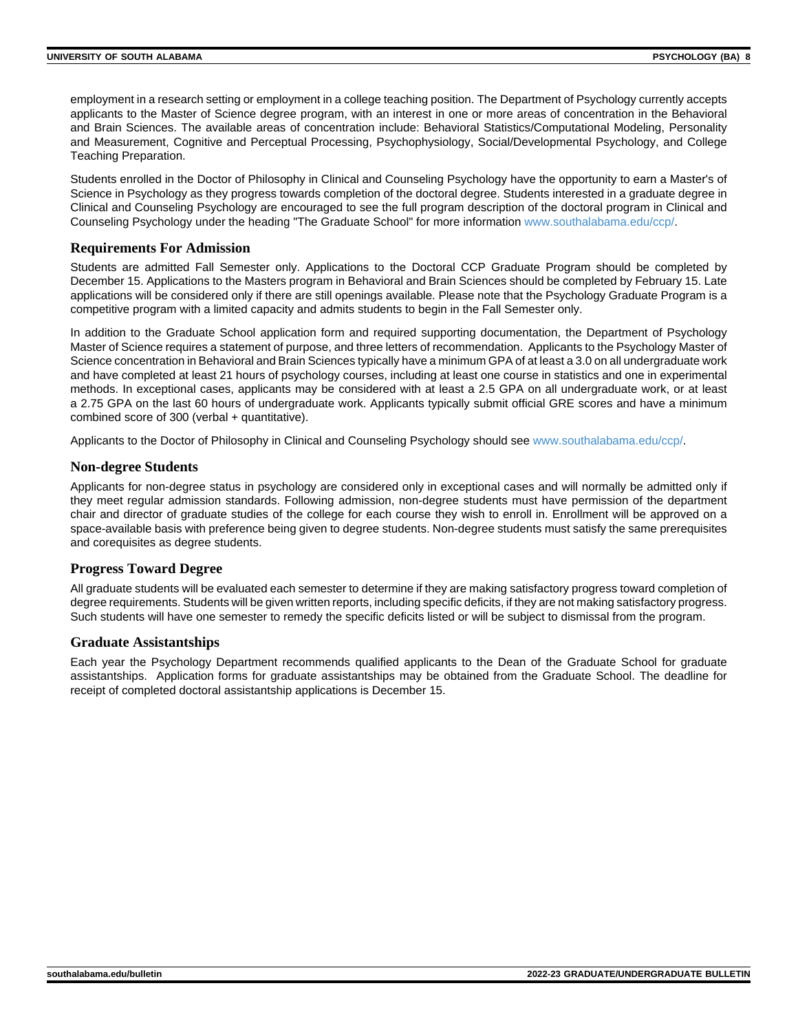employment in a research setting or employment in a college teaching position. The Department of Psychology currently accepts applicants to the Master of Science degree program, with an interest in one or more areas of concentration in the Behavioral and Brain Sciences. The available areas of concentration include: Behavioral Statistics/Computational Modeling, Personality and Measurement, Cognitive and Perceptual Processing, Psychophysiology, Social/Developmental Psychology, and College Teaching Preparation.

Students enrolled in the Doctor of Philosophy in Clinical and Counseling Psychology have the opportunity to earn a Master's of Science in Psychology as they progress towards completion of the doctoral degree. Students interested in a graduate degree in Clinical and Counseling Psychology are encouraged to see the full program description of the doctoral program in Clinical and Counseling Psychology under the heading "The Graduate School" for more information www.southalabama.edu/ccp/.

## Requirements For Admission

Students are admitted Fall Semester only. Applications to the Doctoral CCP Graduate Program should be completed by December 15. Applications to the Masters program in Behavioral and Brain Sciences should be completed by February 15. Late applications will be considered only if there are still openings available. Please note that the Psychology Graduate Program is a competitive program with a limited capacity and admits students to begin in the Fall Semester only.

In addition to the Graduate School application form and required supporting documentation, the Department of Psychology Master of Science requires a statement of purpose, and three letters of recommendation. Applicants to the Psychology Master of Science concentration in Behavioral and Brain Sciences typically have a minimum GPA of at least a 3.0 on all undergraduate work and have completed at least 21 hours of psychology courses, including at least one course in statistics and one in experimental methods. In exceptional cases, applicants may be considered with at least a 2.5 GPA on all undergraduate work, or at least a 2.75 GPA on the last 60 hours of undergraduate work. Applicants typically submit official GRE scores and have a minimum combined score of 300 (verbal + quantitative).

Applicants to the Doctor of Philosophy in Clinical and Counseling Psychology should see www.southalabama.edu/ccp/.

## Non-degree Students

Applicants for non-degree status in psychology are considered only in exceptional cases and will normally be admitted only if they meet regular admission standards. Following admission, non-degree students must have permission of the department chair and director of graduate studies of the college for each course they wish to enroll in. Enrollment will be approved on a space-available basis with preference being given to degree students. Non-degree students must satisfy the same prerequisites and corequisites as degree students.

## Progress Toward Degree

All graduate students will be evaluated each semester to determine if they are making satisfactory progress toward completion of degree requirements. Students will be given written reports, including specific deficits, if they are not making satisfactory progress. Such students will have one semester to remedy the specific deficits listed or will be subject to dismissal from the program.

## Graduate Assistantships

Each year the Psychology Department recommends qualified applicants to the Dean of the Graduate School for graduate assistantships. Application forms for graduate assistantships may be obtained from the Graduate School. The deadline for receipt of completed doctoral assistantship applications is December 15.